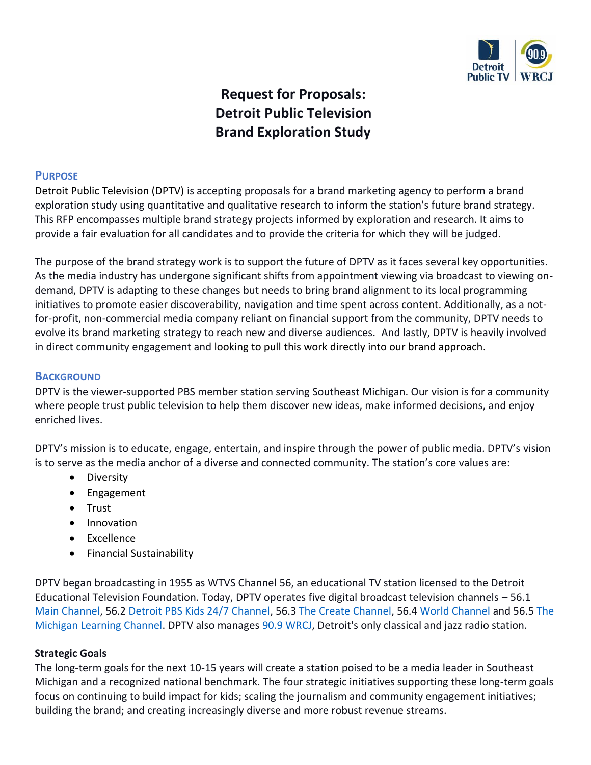# Request for Proposals: Detroit Public Television Brand Exploration Study

## PURPOSE

Detroit Public Television (DPTV) is accepting proposals for a brand marketing agency to perform a brand exploration study using quantitative and qualitative research to inform the station's future brand strategy. This RFP encompasses multiple brand strategy projects informed by exploration and research. It aims to provide a fair evaluation for all candidates and to provide the criteria for which they will be judged.

The purpose of the brand strategy work is to support the future of DPTV as it faces several key opportunities. As the media industry has undergone significant shifts from appointment viewing via broadcast to viewing on-demand, DPTV is adapting to these changes but needs to bring brand alignment to its local programming initiatives to promote easier discoverability, navigation and time spent across content. Additionally, as a not-for-profit, non-commercial media company reliant on financial support from the community, DPTV needs to evolve its brand marketing strategy to reach new and diverse audiences. And lastly, DPTV is heavily involved in direct community engagement and looking to pull this work directly into our brand approach.

## BACKGROUND

DPTV is the viewer-supported PBS member station serving Southeast Michigan. Our vision is for a community where people trust public television to help them discover new ideas, make informed decisions, and enjoy enriched lives.

DPTV's mission is to educate, engage, entertain, and inspire through the power of public media. DPTV's vision is to serve as the media anchor of a diverse and connected community. The station's core values are:

- Diversity
- Engagement
- Trust
- Innovation
- Excellence
- Financial Sustainability

DPTV began broadcasting in 1955 as WTVS Channel 56, an educational TV station licensed to the Detroit Educational Television Foundation. Today, DPTV operates five digital broadcast television channels – 56.1 Main Channel, 56.2 Detroit PBS Kids 24/7 Channel, 56.3 The Create Channel, 56.4 World Channel and 56.5 The Michigan Learning Channel. DPTV also manages 90.9 WRCJ, Detroit's only classical and jazz radio station.

**Strategic Goals**

The long-term goals for the next 10-15 years will create a station poised to be a media leader in Southeast Michigan and a recognized national benchmark. The four strategic initiatives supporting these long-term goals focus on continuing to build impact for kids; scaling the journalism and community engagement initiatives; building the brand; and creating increasingly diverse and more robust revenue streams.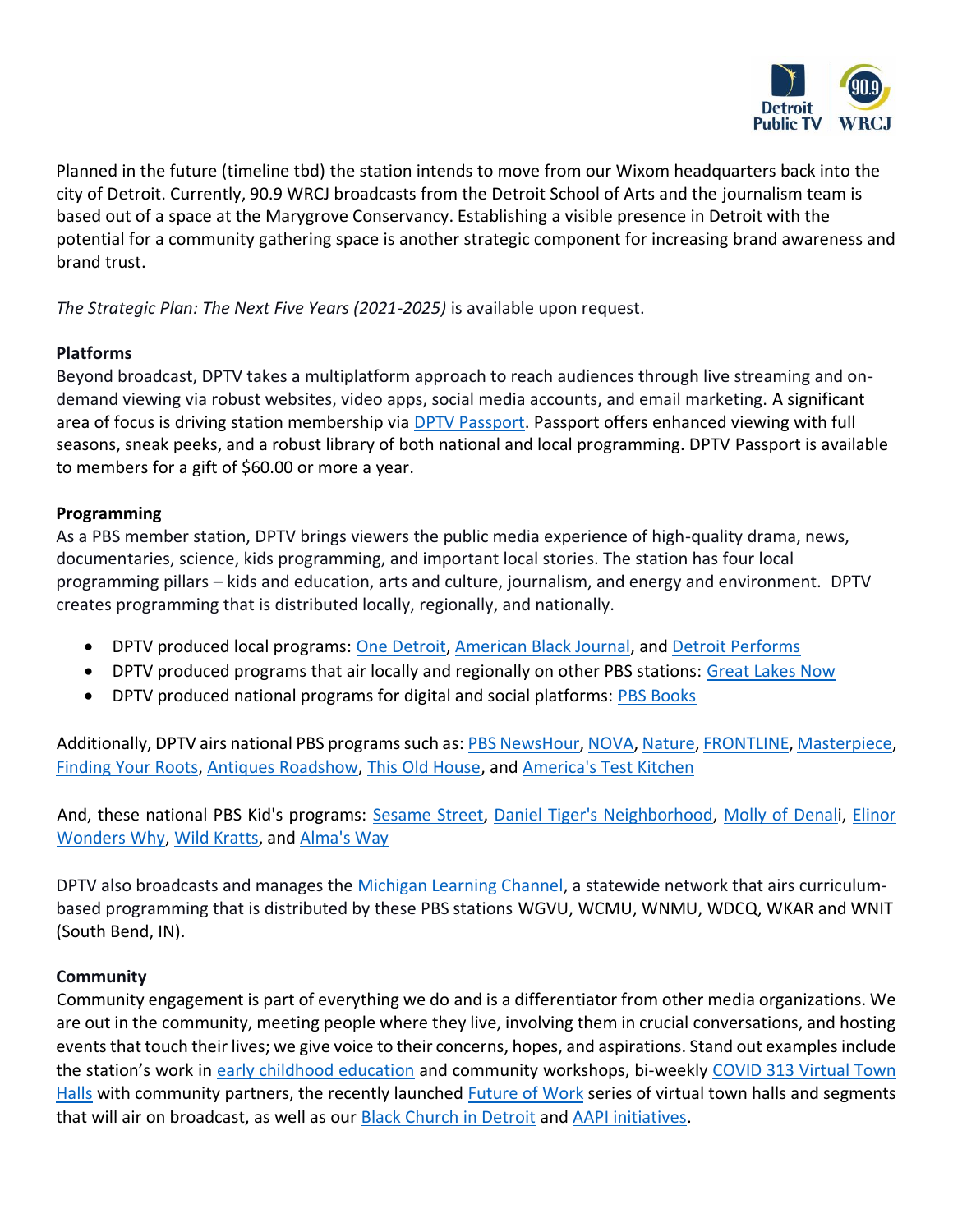Planned in the future (timeline tbd) the station intends to move from our Wixom headquarters back into the city of Detroit. Currently, 90.9 WRCJ broadcasts from the Detroit School of Arts and the journalism team is based out of a space at the Marygrove Conservancy. Establishing a visible presence in Detroit with the potential for a community gathering space is another strategic component for increasing brand awareness and brand trust.

*The Strategic Plan: The Next Five Years (2021-2025)* is available upon request.

**Platforms**

Beyond broadcast, DPTV takes a multiplatform approach to reach audiences through live streaming and on-demand viewing via robust websites, video apps, social media accounts, and email marketing. A significant area of focus is driving station membership via DPTV Passport. Passport offers enhanced viewing with full seasons, sneak peeks, and a robust library of both national and local programming. DPTV Passport is available to members for a gift of $60.00 or more a year.

**Programming**

As a PBS member station, DPTV brings viewers the public media experience of high-quality drama, news, documentaries, science, kids programming, and important local stories. The station has four local programming pillars – kids and education, arts and culture, journalism, and energy and environment. DPTV creates programming that is distributed locally, regionally, and nationally.

- DPTV produced local programs: One Detroit, American Black Journal, and Detroit Performs
- DPTV produced programs that air locally and regionally on other PBS stations: Great Lakes Now
- DPTV produced national programs for digital and social platforms: PBS Books

Additionally, DPTV airs national PBS programs such as: PBS NewsHour, NOVA, Nature, FRONTLINE, Masterpiece, Finding Your Roots, Antiques Roadshow, This Old House, and America's Test Kitchen

And, these national PBS Kid's programs: Sesame Street, Daniel Tiger's Neighborhood, Molly of Denali, Elinor Wonders Why, Wild Kratts, and Alma's Way

DPTV also broadcasts and manages the Michigan Learning Channel, a statewide network that airs curriculum-based programming that is distributed by these PBS stations WGVU, WCMU, WNMU, WDCQ, WKAR and WNIT (South Bend, IN).

**Community**

Community engagement is part of everything we do and is a differentiator from other media organizations. We are out in the community, meeting people where they live, involving them in crucial conversations, and hosting events that touch their lives; we give voice to their concerns, hopes, and aspirations. Stand out examples include the station's work in early childhood education and community workshops, bi-weekly COVID 313 Virtual Town Halls with community partners, the recently launched Future of Work series of virtual town halls and segments that will air on broadcast, as well as our Black Church in Detroit and AAPI initiatives.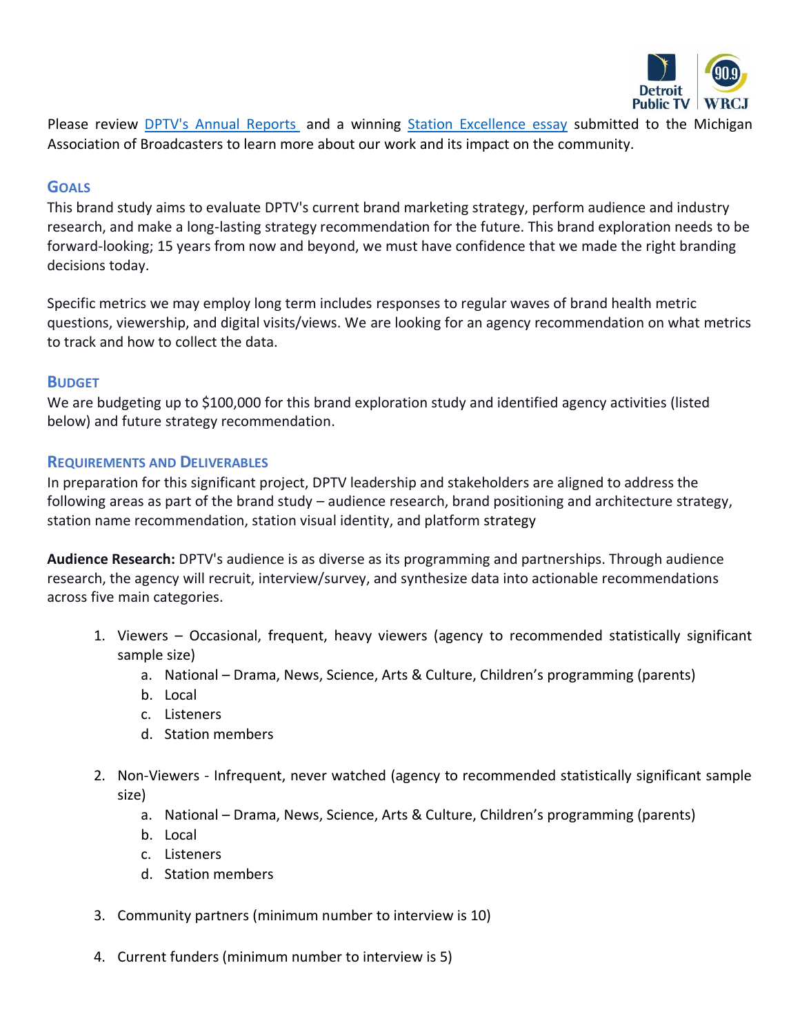Please review [DPTV's Annual Reports](#) and a winning [Station Excellence essay](#) submitted to the Michigan Association of Broadcasters to learn more about our work and its impact on the community.

## Goals

This brand study aims to evaluate DPTV's current brand marketing strategy, perform audience and industry research, and make a long-lasting strategy recommendation for the future. This brand exploration needs to be forward-looking; 15 years from now and beyond, we must have confidence that we made the right branding decisions today.

Specific metrics we may employ long term includes responses to regular waves of brand health metric questions, viewership, and digital visits/views. We are looking for an agency recommendation on what metrics to track and how to collect the data.

## Budget

We are budgeting up to $100,000 for this brand exploration study and identified agency activities (listed below) and future strategy recommendation.

## Requirements and Deliverables

In preparation for this significant project, DPTV leadership and stakeholders are aligned to address the following areas as part of the brand study – audience research, brand positioning and architecture strategy, station name recommendation, station visual identity, and platform strategy

**Audience Research:** DPTV's audience is as diverse as its programming and partnerships. Through audience research, the agency will recruit, interview/survey, and synthesize data into actionable recommendations across five main categories.

1. Viewers – Occasional, frequent, heavy viewers (agency to recommended statistically significant sample size)
   a. National – Drama, News, Science, Arts & Culture, Children's programming (parents)
   b. Local
   c. Listeners
   d. Station members

2. Non-Viewers - Infrequent, never watched (agency to recommended statistically significant sample size)
   a. National – Drama, News, Science, Arts & Culture, Children's programming (parents)
   b. Local
   c. Listeners
   d. Station members

3. Community partners (minimum number to interview is 10)

4. Current funders (minimum number to interview is 5)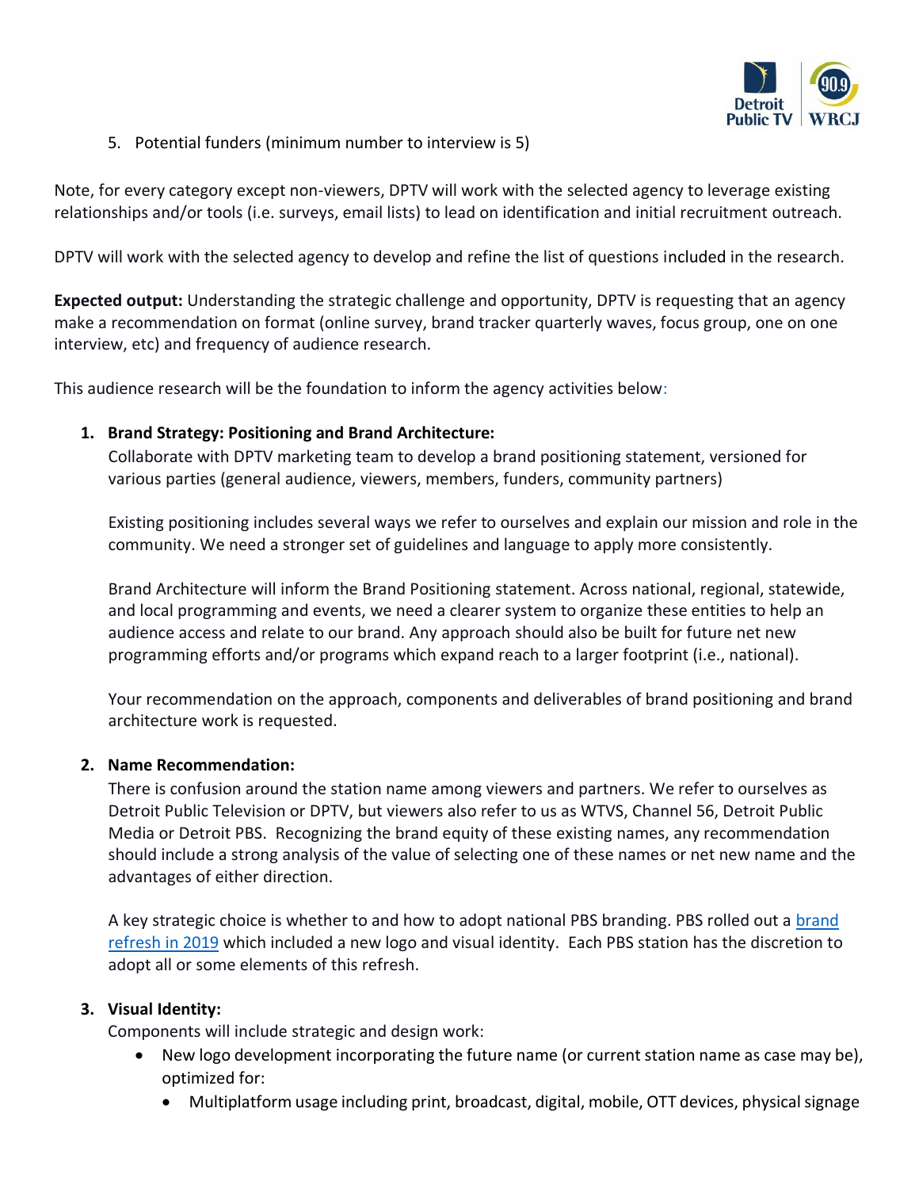5. Potential funders (minimum number to interview is 5)

Note, for every category except non-viewers, DPTV will work with the selected agency to leverage existing relationships and/or tools (i.e. surveys, email lists) to lead on identification and initial recruitment outreach.

DPTV will work with the selected agency to develop and refine the list of questions included in the research.

**Expected output:** Understanding the strategic challenge and opportunity, DPTV is requesting that an agency make a recommendation on format (online survey, brand tracker quarterly waves, focus group, one on one interview, etc) and frequency of audience research.

This audience research will be the foundation to inform the agency activities below:

1. **Brand Strategy: Positioning and Brand Architecture:**
   Collaborate with DPTV marketing team to develop a brand positioning statement, versioned for various parties (general audience, viewers, members, funders, community partners)

   Existing positioning includes several ways we refer to ourselves and explain our mission and role in the community. We need a stronger set of guidelines and language to apply more consistently.

   Brand Architecture will inform the Brand Positioning statement. Across national, regional, statewide, and local programming and events, we need a clearer system to organize these entities to help an audience access and relate to our brand. Any approach should also be built for future net new programming efforts and/or programs which expand reach to a larger footprint (i.e., national).

   Your recommendation on the approach, components and deliverables of brand positioning and brand architecture work is requested.

2. **Name Recommendation:**
   There is confusion around the station name among viewers and partners. We refer to ourselves as Detroit Public Television or DPTV, but viewers also refer to us as WTVS, Channel 56, Detroit Public Media or Detroit PBS. Recognizing the brand equity of these existing names, any recommendation should include a strong analysis of the value of selecting one of these names or net new name and the advantages of either direction.

   A key strategic choice is whether to and how to adopt national PBS branding. PBS rolled out a brand refresh in 2019 which included a new logo and visual identity. Each PBS station has the discretion to adopt all or some elements of this refresh.

3. **Visual Identity:**
   Components will include strategic and design work:
   - New logo development incorporating the future name (or current station name as case may be), optimized for:
     - Multiplatform usage including print, broadcast, digital, mobile, OTT devices, physical signage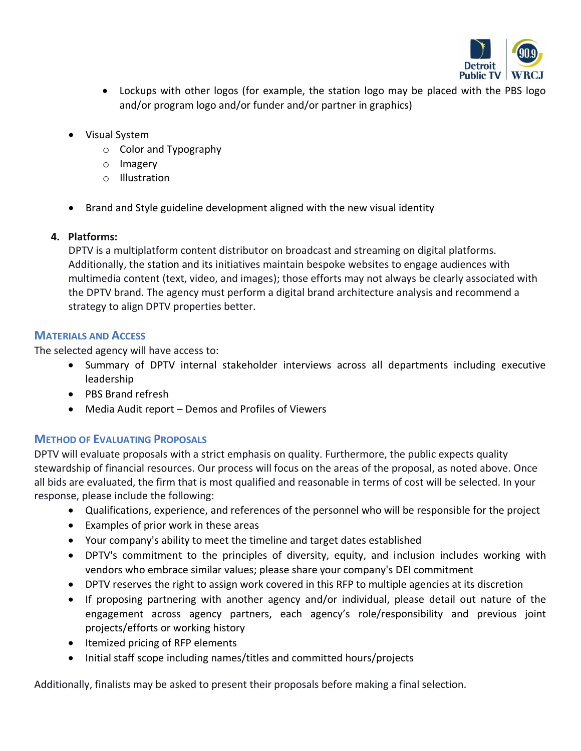- Lockups with other logos (for example, the station logo may be placed with the PBS logo and/or program logo and/or funder and/or partner in graphics)

- Visual System
  - Color and Typography
  - Imagery
  - Illustration

- Brand and Style guideline development aligned with the new visual identity

4. **Platforms:**
   DPTV is a multiplatform content distributor on broadcast and streaming on digital platforms. Additionally, the station and its initiatives maintain bespoke websites to engage audiences with multimedia content (text, video, and images); those efforts may not always be clearly associated with the DPTV brand. The agency must perform a digital brand architecture analysis and recommend a strategy to align DPTV properties better.

## Materials and Access

The selected agency will have access to:

- Summary of DPTV internal stakeholder interviews across all departments including executive leadership
- PBS Brand refresh
- Media Audit report – Demos and Profiles of Viewers

## Method of Evaluating Proposals

DPTV will evaluate proposals with a strict emphasis on quality. Furthermore, the public expects quality stewardship of financial resources. Our process will focus on the areas of the proposal, as noted above. Once all bids are evaluated, the firm that is most qualified and reasonable in terms of cost will be selected. In your response, please include the following:

- Qualifications, experience, and references of the personnel who will be responsible for the project
- Examples of prior work in these areas
- Your company's ability to meet the timeline and target dates established
- DPTV's commitment to the principles of diversity, equity, and inclusion includes working with vendors who embrace similar values; please share your company's DEI commitment
- DPTV reserves the right to assign work covered in this RFP to multiple agencies at its discretion
- If proposing partnering with another agency and/or individual, please detail out nature of the engagement across agency partners, each agency's role/responsibility and previous joint projects/efforts or working history
- Itemized pricing of RFP elements
- Initial staff scope including names/titles and committed hours/projects

Additionally, finalists may be asked to present their proposals before making a final selection.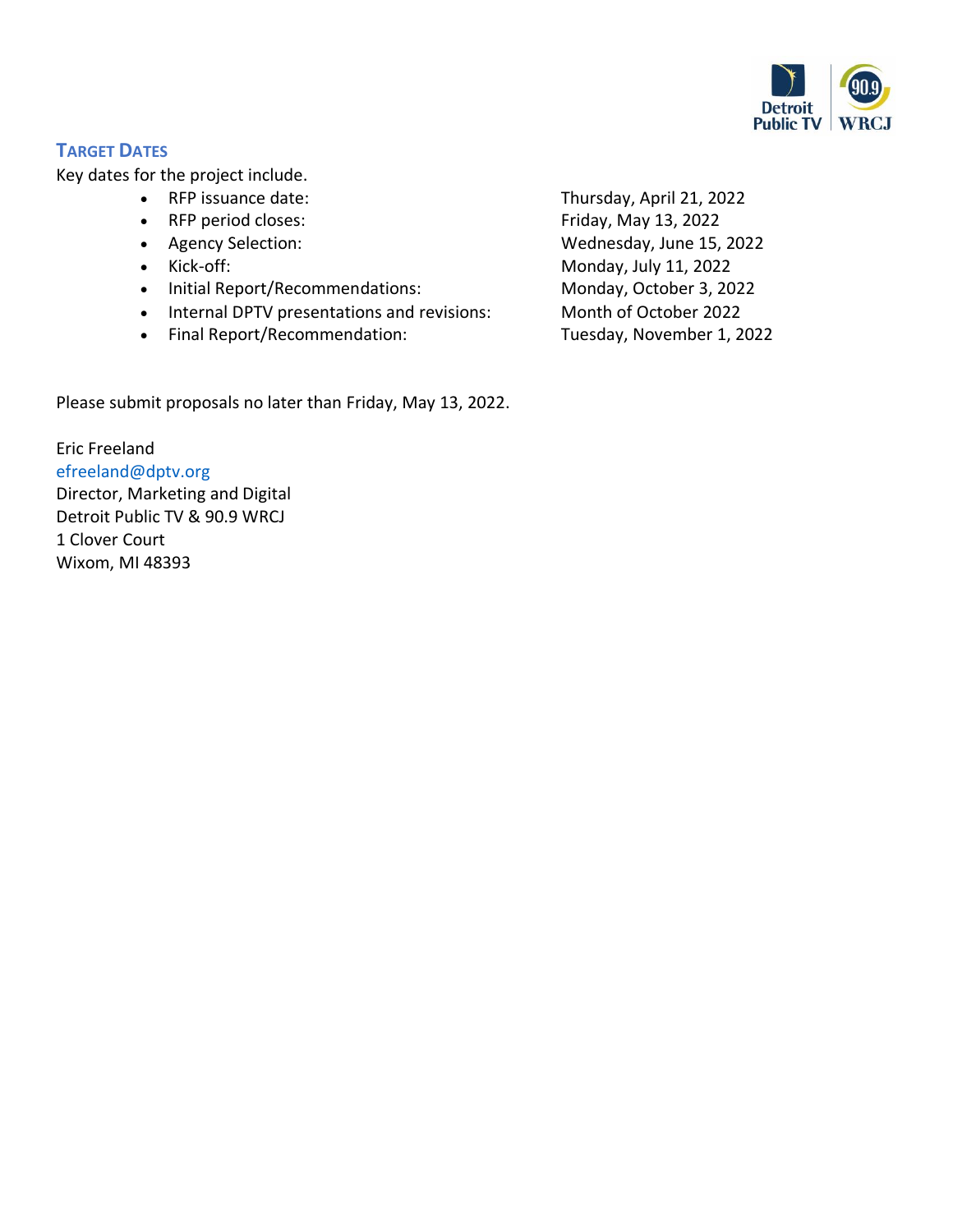## Target Dates

Key dates for the project include.

- RFP issuance date: Thursday, April 21, 2022
- RFP period closes: Friday, May 13, 2022
- Agency Selection: Wednesday, June 15, 2022
- Kick-off: Monday, July 11, 2022
- Initial Report/Recommendations: Monday, October 3, 2022
- Internal DPTV presentations and revisions: Month of October 2022
- Final Report/Recommendation: Tuesday, November 1, 2022

Please submit proposals no later than Friday, May 13, 2022.

Eric Freeland
efreeland@dptv.org
Director, Marketing and Digital
Detroit Public TV & 90.9 WRCJ
1 Clover Court
Wixom, MI 48393